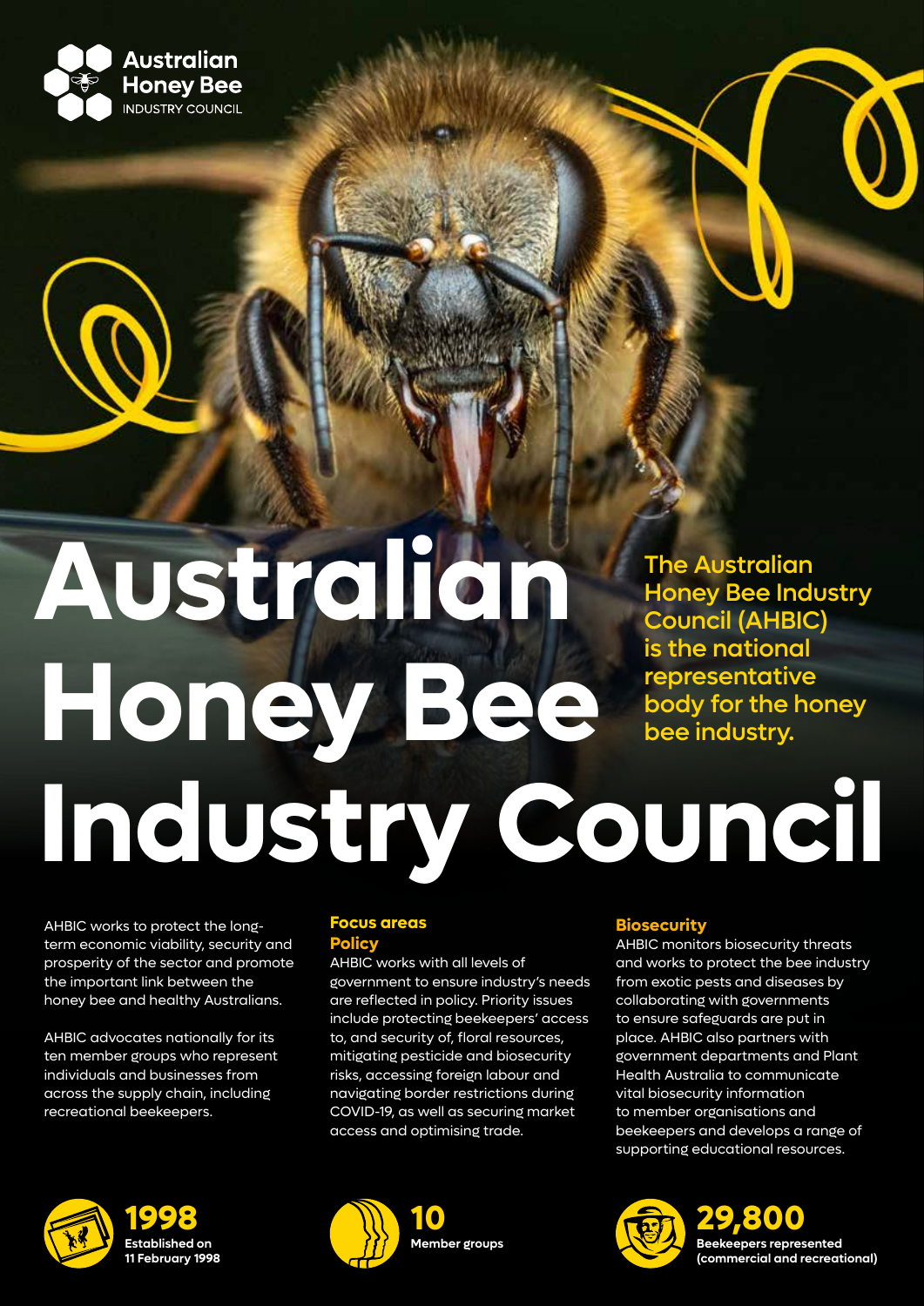Australian Honey Bee INDUSTRY COUNCIL

# Australian Honey Bee Industry Council

**The Australian Honey Bee Industry Council (AHBIC) is the national representative body for the honey bee industry.**

AHBIC works to protect the long-term economic viability, security and prosperity of the sector and promote the important link between the honey bee and healthy Australians.

AHBIC advocates nationally for its ten member groups who represent individuals and businesses from across the supply chain, including recreational beekeepers.

## Focus areas

### Policy

AHBIC works with all levels of government to ensure industry's needs are reflected in policy. Priority issues include protecting beekeepers' access to, and security of, floral resources, mitigating pesticide and biosecurity risks, accessing foreign labour and navigating border restrictions during COVID-19, as well as securing market access and optimising trade.

### Biosecurity

AHBIC monitors biosecurity threats and works to protect the bee industry from exotic pests and diseases by collaborating with governments to ensure safeguards are put in place. AHBIC also partners with government departments and Plant Health Australia to communicate vital biosecurity information to member organisations and beekeepers and develops a range of supporting educational resources.

**1998**
**Established on 11 February 1998**

**10**
**Member groups**

**29,800**
**Beekeepers represented (commercial and recreational)**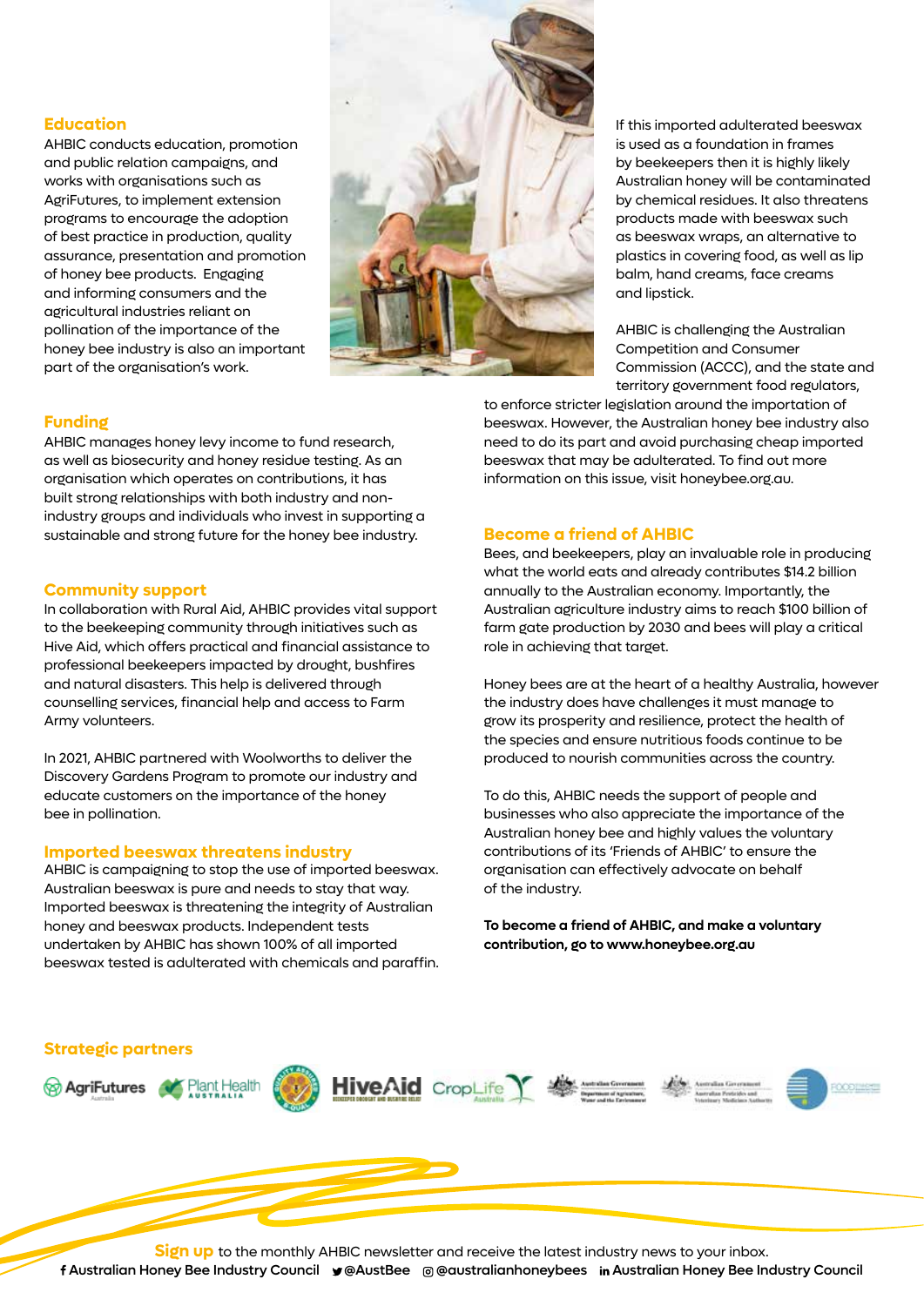## Education

AHBIC conducts education, promotion and public relation campaigns, and works with organisations such as AgriFutures, to implement extension programs to encourage the adoption of best practice in production, quality assurance, presentation and promotion of honey bee products. Engaging and informing consumers and the agricultural industries reliant on pollination of the importance of the honey bee industry is also an important part of the organisation's work.

## Funding

AHBIC manages honey levy income to fund research, as well as biosecurity and honey residue testing. As an organisation which operates on contributions, it has built strong relationships with both industry and non-industry groups and individuals who invest in supporting a sustainable and strong future for the honey bee industry.

## Community support

In collaboration with Rural Aid, AHBIC provides vital support to the beekeeping community through initiatives such as Hive Aid, which offers practical and financial assistance to professional beekeepers impacted by drought, bushfires and natural disasters. This help is delivered through counselling services, financial help and access to Farm Army volunteers.

In 2021, AHBIC partnered with Woolworths to deliver the Discovery Gardens Program to promote our industry and educate customers on the importance of the honey bee in pollination.

## Imported beeswax threatens industry

AHBIC is campaigning to stop the use of imported beeswax. Australian beeswax is pure and needs to stay that way. Imported beeswax is threatening the integrity of Australian honey and beeswax products. Independent tests undertaken by AHBIC has shown 100% of all imported beeswax tested is adulterated with chemicals and paraffin.

If this imported adulterated beeswax is used as a foundation in frames by beekeepers then it is highly likely Australian honey will be contaminated by chemical residues. It also threatens products made with beeswax such as beeswax wraps, an alternative to plastics in covering food, as well as lip balm, hand creams, face creams and lipstick.

AHBIC is challenging the Australian Competition and Consumer Commission (ACCC), and the state and territory government food regulators, to enforce stricter legislation around the importation of beeswax. However, the Australian honey bee industry also need to do its part and avoid purchasing cheap imported beeswax that may be adulterated. To find out more information on this issue, visit honeybee.org.au.

## Become a friend of AHBIC

Bees, and beekeepers, play an invaluable role in producing what the world eats and already contributes $14.2 billion annually to the Australian economy. Importantly, the Australian agriculture industry aims to reach $100 billion of farm gate production by 2030 and bees will play a critical role in achieving that target.

Honey bees are at the heart of a healthy Australia, however the industry does have challenges it must manage to grow its prosperity and resilience, protect the health of the species and ensure nutritious foods continue to be produced to nourish communities across the country.

To do this, AHBIC needs the support of people and businesses who also appreciate the importance of the Australian honey bee and highly values the voluntary contributions of its 'Friends of AHBIC' to ensure the organisation can effectively advocate on behalf of the industry.

**To become a friend of AHBIC, and make a voluntary contribution, go to www.honeybee.org.au**

## Strategic partners

AgriFutures Australia | Plant Health Australia | B-QUAL | HiveAid | CropLife Australia | Australian Government Department of Agriculture, Water and the Environment | Australian Government Australian Pesticides and Veterinary Medicines Authority

**Sign up** to the monthly AHBIC newsletter and receive the latest industry news to your inbox.

Australian Honey Bee Industry Council | @AustBee | @australianhoneybees | Australian Honey Bee Industry Council